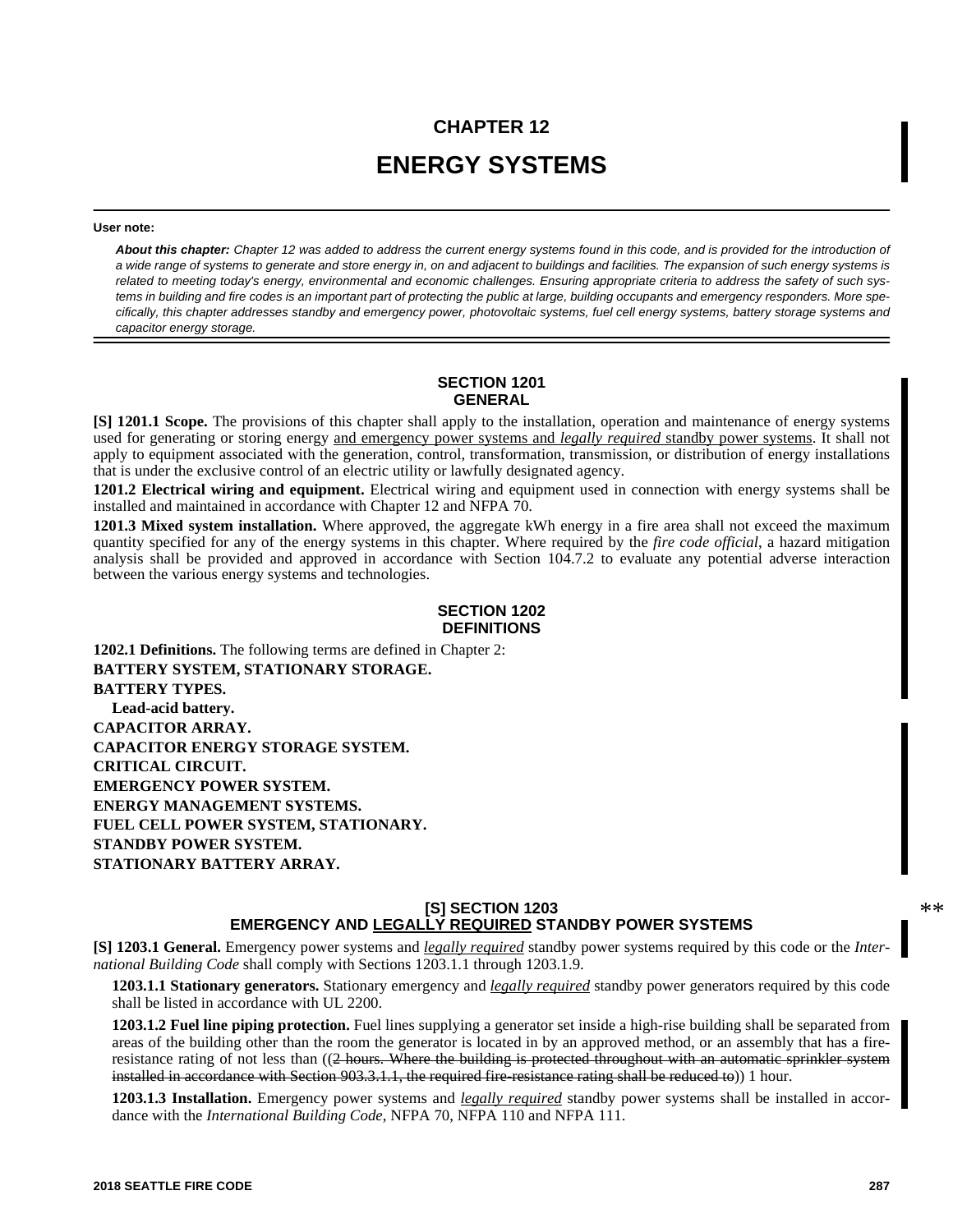# CHAPTER 12

# ENERGY SYSTEMS

**User note:**

***About this chapter:*** *Chapter 12 was added to address the current energy systems found in this code, and is provided for the introduction of a wide range of systems to generate and store energy in, on and adjacent to buildings and facilities. The expansion of such energy systems is related to meeting today's energy, environmental and economic challenges. Ensuring appropriate criteria to address the safety of such systems in building and fire codes is an important part of protecting the public at large, building occupants and emergency responders. More specifically, this chapter addresses standby and emergency power, photovoltaic systems, fuel cell energy systems, battery storage systems and capacitor energy storage.*

## SECTION 1201 GENERAL

**[S] 1201.1 Scope.** The provisions of this chapter shall apply to the installation, operation and maintenance of energy systems used for generating or storing energy <u>and emergency power systems and *legally required* standby power systems</u>. It shall not apply to equipment associated with the generation, control, transformation, transmission, or distribution of energy installations that is under the exclusive control of an electric utility or lawfully designated agency.

**1201.2 Electrical wiring and equipment.** Electrical wiring and equipment used in connection with energy systems shall be installed and maintained in accordance with Chapter 12 and NFPA 70.

**1201.3 Mixed system installation.** Where approved, the aggregate kWh energy in a fire area shall not exceed the maximum quantity specified for any of the energy systems in this chapter. Where required by the *fire code official*, a hazard mitigation analysis shall be provided and approved in accordance with Section 104.7.2 to evaluate any potential adverse interaction between the various energy systems and technologies.

## SECTION 1202 DEFINITIONS

**1202.1 Definitions.** The following terms are defined in Chapter 2:

**BATTERY SYSTEM, STATIONARY STORAGE.**

**BATTERY TYPES.**

**Lead-acid battery.**

**CAPACITOR ARRAY.**

**CAPACITOR ENERGY STORAGE SYSTEM.**

**CRITICAL CIRCUIT.**

**EMERGENCY POWER SYSTEM.**

**ENERGY MANAGEMENT SYSTEMS.**

**FUEL CELL POWER SYSTEM, STATIONARY.**

**STANDBY POWER SYSTEM.**

**STATIONARY BATTERY ARRAY.**

## [S] SECTION 1203 EMERGENCY AND <u>LEGALLY REQUIRED</u> STANDBY POWER SYSTEMS

**[S] 1203.1 General.** Emergency power systems and *legally required* standby power systems required by this code or the *International Building Code* shall comply with Sections 1203.1.1 through 1203.1.9.

**1203.1.1 Stationary generators.** Stationary emergency and <u>*legally required*</u> standby power generators required by this code shall be listed in accordance with UL 2200.

**1203.1.2 Fuel line piping protection.** Fuel lines supplying a generator set inside a high-rise building shall be separated from areas of the building other than the room the generator is located in by an approved method, or an assembly that has a fire-resistance rating of not less than ((~~2 hours. Where the building is protected throughout with an automatic sprinkler system installed in accordance with Section 903.3.1.1, the required fire-resistance rating shall be reduced to~~)) 1 hour.

**1203.1.3 Installation.** Emergency power systems and <u>*legally required*</u> standby power systems shall be installed in accordance with the *International Building Code*, NFPA 70, NFPA 110 and NFPA 111.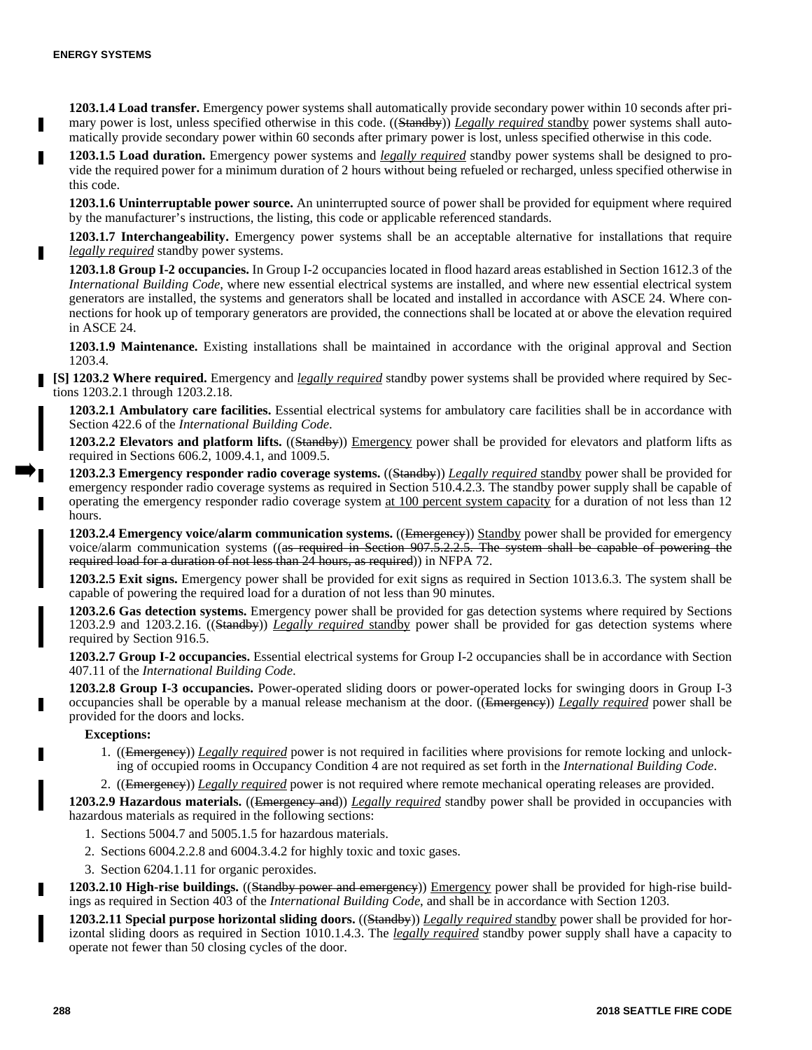**1203.1.4 Load transfer.** Emergency power systems shall automatically provide secondary power within 10 seconds after primary power is lost, unless specified otherwise in this code. ((~~Standby~~)) *Legally required* standby power systems shall automatically provide secondary power within 60 seconds after primary power is lost, unless specified otherwise in this code.

**1203.1.5 Load duration.** Emergency power systems and *legally required* standby power systems shall be designed to provide the required power for a minimum duration of 2 hours without being refueled or recharged, unless specified otherwise in this code.

**1203.1.6 Uninterruptable power source.** An uninterrupted source of power shall be provided for equipment where required by the manufacturer's instructions, the listing, this code or applicable referenced standards.

**1203.1.7 Interchangeability.** Emergency power systems shall be an acceptable alternative for installations that require *legally required* standby power systems.

**1203.1.8 Group I-2 occupancies.** In Group I-2 occupancies located in flood hazard areas established in Section 1612.3 of the *International Building Code*, where new essential electrical systems are installed, and where new essential electrical system generators are installed, the systems and generators shall be located and installed in accordance with ASCE 24. Where connections for hook up of temporary generators are provided, the connections shall be located at or above the elevation required in ASCE 24.

**1203.1.9 Maintenance.** Existing installations shall be maintained in accordance with the original approval and Section 1203.4.

**[S] 1203.2 Where required.** Emergency and *legally required* standby power systems shall be provided where required by Sections 1203.2.1 through 1203.2.18.

**1203.2.1 Ambulatory care facilities.** Essential electrical systems for ambulatory care facilities shall be in accordance with Section 422.6 of the *International Building Code*.

**1203.2.2 Elevators and platform lifts.** ((~~Standby~~)) Emergency power shall be provided for elevators and platform lifts as required in Sections 606.2, 1009.4.1, and 1009.5.

**1203.2.3 Emergency responder radio coverage systems.** ((~~Standby~~)) *Legally required* standby power shall be provided for emergency responder radio coverage systems as required in Section 510.4.2.3. The standby power supply shall be capable of operating the emergency responder radio coverage system at 100 percent system capacity for a duration of not less than 12 hours.

**1203.2.4 Emergency voice/alarm communication systems.** ((~~Emergency~~)) Standby power shall be provided for emergency voice/alarm communication systems ((~~as required in Section 907.5.2.2.5. The system shall be capable of powering the required load for a duration of not less than 24 hours, as required~~)) in NFPA 72.

**1203.2.5 Exit signs.** Emergency power shall be provided for exit signs as required in Section 1013.6.3. The system shall be capable of powering the required load for a duration of not less than 90 minutes.

**1203.2.6 Gas detection systems.** Emergency power shall be provided for gas detection systems where required by Sections 1203.2.9 and 1203.2.16. ((~~Standby~~)) *Legally required* standby power shall be provided for gas detection systems where required by Section 916.5.

**1203.2.7 Group I-2 occupancies.** Essential electrical systems for Group I-2 occupancies shall be in accordance with Section 407.11 of the *International Building Code*.

**1203.2.8 Group I-3 occupancies.** Power-operated sliding doors or power-operated locks for swinging doors in Group I-3 occupancies shall be operable by a manual release mechanism at the door. ((~~Emergency~~)) *Legally required* power shall be provided for the doors and locks.

**Exceptions:**

1. ((~~Emergency~~)) *Legally required* power is not required in facilities where provisions for remote locking and unlocking of occupied rooms in Occupancy Condition 4 are not required as set forth in the *International Building Code*.
2. ((~~Emergency~~)) *Legally required* power is not required where remote mechanical operating releases are provided.

**1203.2.9 Hazardous materials.** ((~~Emergency and~~)) *Legally required* standby power shall be provided in occupancies with hazardous materials as required in the following sections:

1. Sections 5004.7 and 5005.1.5 for hazardous materials.
2. Sections 6004.2.2.8 and 6004.3.4.2 for highly toxic and toxic gases.
3. Section 6204.1.11 for organic peroxides.

**1203.2.10 High-rise buildings.** ((~~Standby power and emergency~~)) Emergency power shall be provided for high-rise buildings as required in Section 403 of the *International Building Code*, and shall be in accordance with Section 1203.

**1203.2.11 Special purpose horizontal sliding doors.** ((~~Standby~~)) *Legally required* standby power shall be provided for horizontal sliding doors as required in Section 1010.1.4.3. The *legally required* standby power supply shall have a capacity to operate not fewer than 50 closing cycles of the door.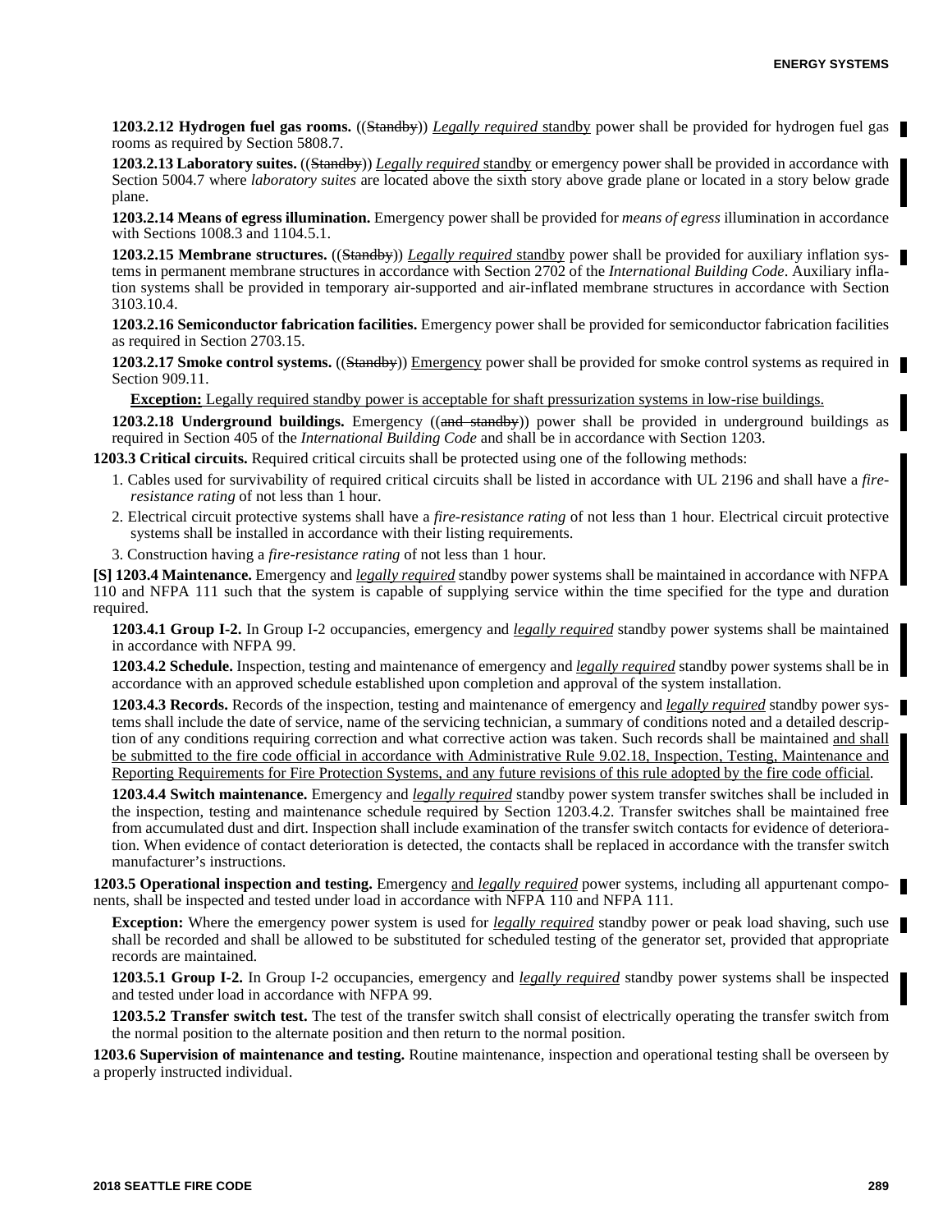**1203.2.12 Hydrogen fuel gas rooms.** ((~~Standby~~)) *Legally required* standby power shall be provided for hydrogen fuel gas rooms as required by Section 5808.7.

**1203.2.13 Laboratory suites.** ((~~Standby~~)) *Legally required* standby or emergency power shall be provided in accordance with Section 5004.7 where *laboratory suites* are located above the sixth story above grade plane or located in a story below grade plane.

**1203.2.14 Means of egress illumination.** Emergency power shall be provided for *means of egress* illumination in accordance with Sections 1008.3 and 1104.5.1.

**1203.2.15 Membrane structures.** ((~~Standby~~)) *Legally required* standby power shall be provided for auxiliary inflation systems in permanent membrane structures in accordance with Section 2702 of the *International Building Code*. Auxiliary inflation systems shall be provided in temporary air-supported and air-inflated membrane structures in accordance with Section 3103.10.4.

**1203.2.16 Semiconductor fabrication facilities.** Emergency power shall be provided for semiconductor fabrication facilities as required in Section 2703.15.

**1203.2.17 Smoke control systems.** ((~~Standby~~)) Emergency power shall be provided for smoke control systems as required in Section 909.11.

**Exception:** Legally required standby power is acceptable for shaft pressurization systems in low-rise buildings.

**1203.2.18 Underground buildings.** Emergency ((~~and standby~~)) power shall be provided in underground buildings as required in Section 405 of the *International Building Code* and shall be in accordance with Section 1203.

**1203.3 Critical circuits.** Required critical circuits shall be protected using one of the following methods:

1. Cables used for survivability of required critical circuits shall be listed in accordance with UL 2196 and shall have a *fire-resistance rating* of not less than 1 hour.
2. Electrical circuit protective systems shall have a *fire-resistance rating* of not less than 1 hour. Electrical circuit protective systems shall be installed in accordance with their listing requirements.
3. Construction having a *fire-resistance rating* of not less than 1 hour.

**[S] 1203.4 Maintenance.** Emergency and *legally required* standby power systems shall be maintained in accordance with NFPA 110 and NFPA 111 such that the system is capable of supplying service within the time specified for the type and duration required.

**1203.4.1 Group I-2.** In Group I-2 occupancies, emergency and *legally required* standby power systems shall be maintained in accordance with NFPA 99.

**1203.4.2 Schedule.** Inspection, testing and maintenance of emergency and *legally required* standby power systems shall be in accordance with an approved schedule established upon completion and approval of the system installation.

**1203.4.3 Records.** Records of the inspection, testing and maintenance of emergency and *legally required* standby power systems shall include the date of service, name of the servicing technician, a summary of conditions noted and a detailed description of any conditions requiring correction and what corrective action was taken. Such records shall be maintained and shall be submitted to the fire code official in accordance with Administrative Rule 9.02.18, Inspection, Testing, Maintenance and Reporting Requirements for Fire Protection Systems, and any future revisions of this rule adopted by the fire code official.

**1203.4.4 Switch maintenance.** Emergency and *legally required* standby power system transfer switches shall be included in the inspection, testing and maintenance schedule required by Section 1203.4.2. Transfer switches shall be maintained free from accumulated dust and dirt. Inspection shall include examination of the transfer switch contacts for evidence of deterioration. When evidence of contact deterioration is detected, the contacts shall be replaced in accordance with the transfer switch manufacturer's instructions.

**1203.5 Operational inspection and testing.** Emergency and *legally required* power systems, including all appurtenant components, shall be inspected and tested under load in accordance with NFPA 110 and NFPA 111.

**Exception:** Where the emergency power system is used for *legally required* standby power or peak load shaving, such use shall be recorded and shall be allowed to be substituted for scheduled testing of the generator set, provided that appropriate records are maintained.

**1203.5.1 Group I-2.** In Group I-2 occupancies, emergency and *legally required* standby power systems shall be inspected and tested under load in accordance with NFPA 99.

**1203.5.2 Transfer switch test.** The test of the transfer switch shall consist of electrically operating the transfer switch from the normal position to the alternate position and then return to the normal position.

**1203.6 Supervision of maintenance and testing.** Routine maintenance, inspection and operational testing shall be overseen by a properly instructed individual.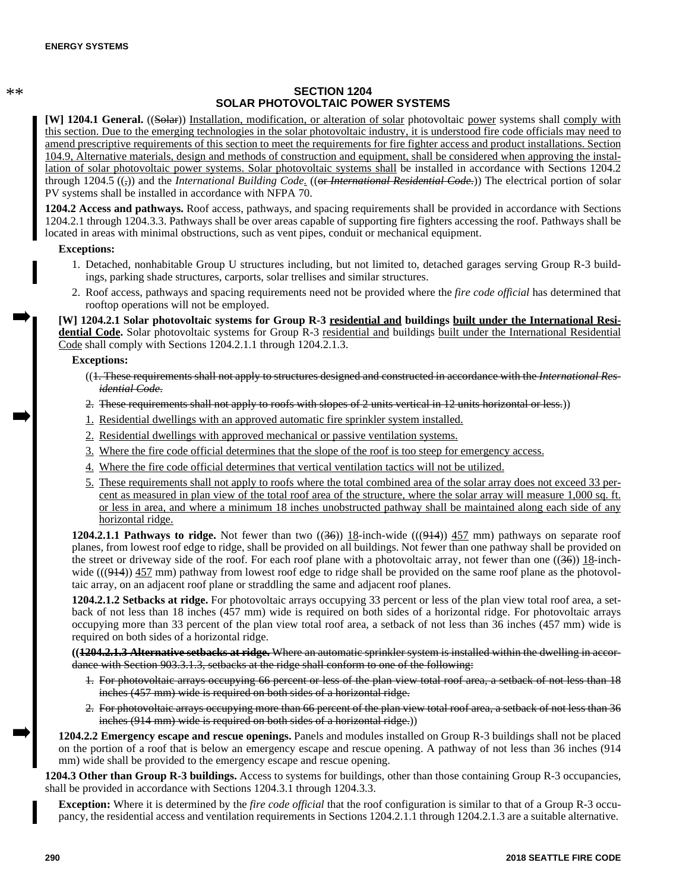## SECTION 1204
## SOLAR PHOTOVOLTAIC POWER SYSTEMS

**[W] 1204.1 General.** ((~~Solar~~)) Installation, modification, or alteration of solar photovoltaic power systems shall comply with this section. Due to the emerging technologies in the solar photovoltaic industry, it is understood fire code officials may need to amend prescriptive requirements of this section to meet the requirements for fire fighter access and product installations. Section 104.9, Alternative materials, design and methods of construction and equipment, shall be considered when approving the installation of solar photovoltaic power systems. Solar photovoltaic systems shall be installed in accordance with Sections 1204.2 through 1204.5 ((~~,~~)) and the *International Building Code*. ((~~or *International Residential Code*.~~)) The electrical portion of solar PV systems shall be installed in accordance with NFPA 70.

**1204.2 Access and pathways.** Roof access, pathways, and spacing requirements shall be provided in accordance with Sections 1204.2.1 through 1204.3.3. Pathways shall be over areas capable of supporting fire fighters accessing the roof. Pathways shall be located in areas with minimal obstructions, such as vent pipes, conduit or mechanical equipment.

**Exceptions:**

1. Detached, nonhabitable Group U structures including, but not limited to, detached garages serving Group R-3 buildings, parking shade structures, carports, solar trellises and similar structures.
2. Roof access, pathways and spacing requirements need not be provided where the *fire code official* has determined that rooftop operations will not be employed.

**[W] 1204.2.1 Solar photovoltaic systems for Group R-3 residential and buildings built under the International Residential Code.** Solar photovoltaic systems for Group R-3 residential and buildings built under the International Residential Code shall comply with Sections 1204.2.1.1 through 1204.2.1.3.

**Exceptions:**

((~~1. These requirements shall not apply to structures designed and constructed in accordance with the *International Residential Code*.~~)

~~2. These requirements shall not apply to roofs with slopes of 2 units vertical in 12 units horizontal or less.~~))

1. Residential dwellings with an approved automatic fire sprinkler system installed.
2. Residential dwellings with approved mechanical or passive ventilation systems.
3. Where the fire code official determines that the slope of the roof is too steep for emergency access.
4. Where the fire code official determines that vertical ventilation tactics will not be utilized.
5. These requirements shall not apply to roofs where the total combined area of the solar array does not exceed 33 percent as measured in plan view of the total roof area of the structure, where the solar array will measure 1,000 sq. ft. or less in area, and where a minimum 18 inches unobstructed pathway shall be maintained along each side of any horizontal ridge.

**1204.2.1.1 Pathways to ridge.** Not fewer than two ((~~36~~)) 18-inch-wide (((~~914~~)) 457 mm) pathways on separate roof planes, from lowest roof edge to ridge, shall be provided on all buildings. Not fewer than one pathway shall be provided on the street or driveway side of the roof. For each roof plane with a photovoltaic array, not fewer than one ((~~36~~)) 18-inch-wide (((~~914~~)) 457 mm) pathway from lowest roof edge to ridge shall be provided on the same roof plane as the photovoltaic array, on an adjacent roof plane or straddling the same and adjacent roof planes.

**1204.2.1.2 Setbacks at ridge.** For photovoltaic arrays occupying 33 percent or less of the plan view total roof area, a setback of not less than 18 inches (457 mm) wide is required on both sides of a horizontal ridge. For photovoltaic arrays occupying more than 33 percent of the plan view total roof area, a setback of not less than 36 inches (457 mm) wide is required on both sides of a horizontal ridge.

((~~**1204.2.1.3 Alternative setbacks at ridge.** Where an automatic sprinkler system is installed within the dwelling in accordance with Section 903.3.1.3, setbacks at the ridge shall conform to one of the following:~~

1. ~~For photovoltaic arrays occupying 66 percent or less of the plan view total roof area, a setback of not less than 18 inches (457 mm) wide is required on both sides of a horizontal ridge.~~
2. ~~For photovoltaic arrays occupying more than 66 percent of the plan view total roof area, a setback of not less than 36 inches (914 mm) wide is required on both sides of a horizontal ridge.~~))

**1204.2.2 Emergency escape and rescue openings.** Panels and modules installed on Group R-3 buildings shall not be placed on the portion of a roof that is below an emergency escape and rescue opening. A pathway of not less than 36 inches (914 mm) wide shall be provided to the emergency escape and rescue opening.

**1204.3 Other than Group R-3 buildings.** Access to systems for buildings, other than those containing Group R-3 occupancies, shall be provided in accordance with Sections 1204.3.1 through 1204.3.3.

**Exception:** Where it is determined by the *fire code official* that the roof configuration is similar to that of a Group R-3 occupancy, the residential access and ventilation requirements in Sections 1204.2.1.1 through 1204.2.1.3 are a suitable alternative.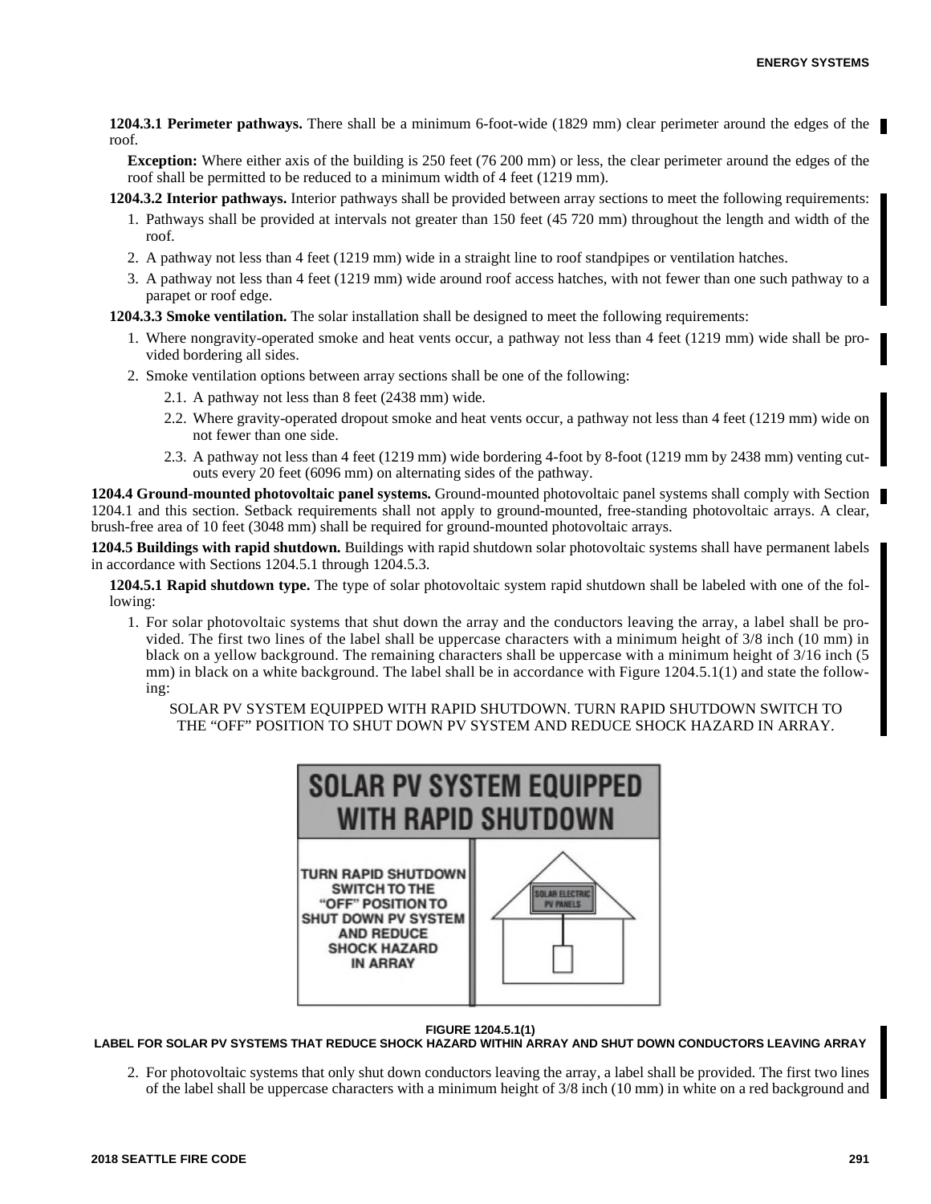**1204.3.1 Perimeter pathways.** There shall be a minimum 6-foot-wide (1829 mm) clear perimeter around the edges of the roof.

**Exception:** Where either axis of the building is 250 feet (76 200 mm) or less, the clear perimeter around the edges of the roof shall be permitted to be reduced to a minimum width of 4 feet (1219 mm).

**1204.3.2 Interior pathways.** Interior pathways shall be provided between array sections to meet the following requirements:

1. Pathways shall be provided at intervals not greater than 150 feet (45 720 mm) throughout the length and width of the roof.
2. A pathway not less than 4 feet (1219 mm) wide in a straight line to roof standpipes or ventilation hatches.
3. A pathway not less than 4 feet (1219 mm) wide around roof access hatches, with not fewer than one such pathway to a parapet or roof edge.

**1204.3.3 Smoke ventilation.** The solar installation shall be designed to meet the following requirements:

1. Where nongravity-operated smoke and heat vents occur, a pathway not less than 4 feet (1219 mm) wide shall be provided bordering all sides.
2. Smoke ventilation options between array sections shall be one of the following:
   - 2.1. A pathway not less than 8 feet (2438 mm) wide.
   - 2.2. Where gravity-operated dropout smoke and heat vents occur, a pathway not less than 4 feet (1219 mm) wide on not fewer than one side.
   - 2.3. A pathway not less than 4 feet (1219 mm) wide bordering 4-foot by 8-foot (1219 mm by 2438 mm) venting cutouts every 20 feet (6096 mm) on alternating sides of the pathway.

**1204.4 Ground-mounted photovoltaic panel systems.** Ground-mounted photovoltaic panel systems shall comply with Section 1204.1 and this section. Setback requirements shall not apply to ground-mounted, free-standing photovoltaic arrays. A clear, brush-free area of 10 feet (3048 mm) shall be required for ground-mounted photovoltaic arrays.

**1204.5 Buildings with rapid shutdown.** Buildings with rapid shutdown solar photovoltaic systems shall have permanent labels in accordance with Sections 1204.5.1 through 1204.5.3.

**1204.5.1 Rapid shutdown type.** The type of solar photovoltaic system rapid shutdown shall be labeled with one of the following:

1. For solar photovoltaic systems that shut down the array and the conductors leaving the array, a label shall be provided. The first two lines of the label shall be uppercase characters with a minimum height of 3/8 inch (10 mm) in black on a yellow background. The remaining characters shall be uppercase with a minimum height of 3/16 inch (5 mm) in black on a white background. The label shall be in accordance with Figure 1204.5.1(1) and state the following:

   SOLAR PV SYSTEM EQUIPPED WITH RAPID SHUTDOWN. TURN RAPID SHUTDOWN SWITCH TO THE "OFF" POSITION TO SHUT DOWN PV SYSTEM AND REDUCE SHOCK HAZARD IN ARRAY.

SOLAR PV SYSTEM EQUIPPED WITH RAPID SHUTDOWN

TURN RAPID SHUTDOWN SWITCH TO THE "OFF" POSITION TO SHUT DOWN PV SYSTEM AND REDUCE SHOCK HAZARD IN ARRAY

SOLAR ELECTRIC PV PANELS

**FIGURE 1204.5.1(1)**
**LABEL FOR SOLAR PV SYSTEMS THAT REDUCE SHOCK HAZARD WITHIN ARRAY AND SHUT DOWN CONDUCTORS LEAVING ARRAY**

2. For photovoltaic systems that only shut down conductors leaving the array, a label shall be provided. The first two lines of the label shall be uppercase characters with a minimum height of 3/8 inch (10 mm) in white on a red background and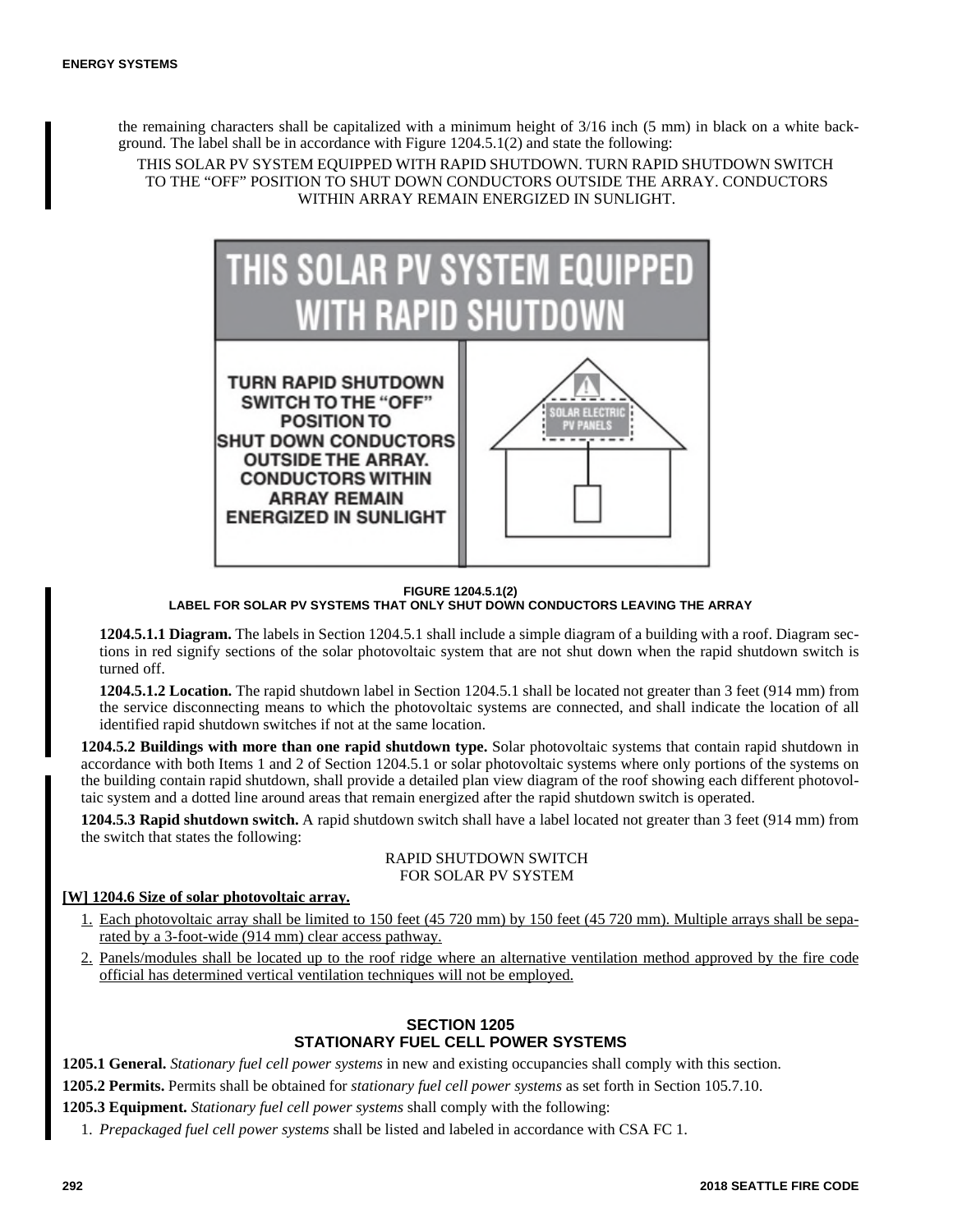the remaining characters shall be capitalized with a minimum height of 3/16 inch (5 mm) in black on a white background. The label shall be in accordance with Figure 1204.5.1(2) and state the following:

THIS SOLAR PV SYSTEM EQUIPPED WITH RAPID SHUTDOWN. TURN RAPID SHUTDOWN SWITCH TO THE "OFF" POSITION TO SHUT DOWN CONDUCTORS OUTSIDE THE ARRAY. CONDUCTORS WITHIN ARRAY REMAIN ENERGIZED IN SUNLIGHT.

**FIGURE 1204.5.1(2)**
**LABEL FOR SOLAR PV SYSTEMS THAT ONLY SHUT DOWN CONDUCTORS LEAVING THE ARRAY**

**1204.5.1.1 Diagram.** The labels in Section 1204.5.1 shall include a simple diagram of a building with a roof. Diagram sections in red signify sections of the solar photovoltaic system that are not shut down when the rapid shutdown switch is turned off.

**1204.5.1.2 Location.** The rapid shutdown label in Section 1204.5.1 shall be located not greater than 3 feet (914 mm) from the service disconnecting means to which the photovoltaic systems are connected, and shall indicate the location of all identified rapid shutdown switches if not at the same location.

**1204.5.2 Buildings with more than one rapid shutdown type.** Solar photovoltaic systems that contain rapid shutdown in accordance with both Items 1 and 2 of Section 1204.5.1 or solar photovoltaic systems where only portions of the systems on the building contain rapid shutdown, shall provide a detailed plan view diagram of the roof showing each different photovoltaic system and a dotted line around areas that remain energized after the rapid shutdown switch is operated.

**1204.5.3 Rapid shutdown switch.** A rapid shutdown switch shall have a label located not greater than 3 feet (914 mm) from the switch that states the following:

RAPID SHUTDOWN SWITCH
FOR SOLAR PV SYSTEM

**[W] 1204.6 Size of solar photovoltaic array.**

1. Each photovoltaic array shall be limited to 150 feet (45 720 mm) by 150 feet (45 720 mm). Multiple arrays shall be separated by a 3-foot-wide (914 mm) clear access pathway.
2. Panels/modules shall be located up to the roof ridge where an alternative ventilation method approved by the fire code official has determined vertical ventilation techniques will not be employed.

## SECTION 1205
## STATIONARY FUEL CELL POWER SYSTEMS

**1205.1 General.** *Stationary fuel cell power systems* in new and existing occupancies shall comply with this section.

**1205.2 Permits.** Permits shall be obtained for *stationary fuel cell power systems* as set forth in Section 105.7.10.

**1205.3 Equipment.** *Stationary fuel cell power systems* shall comply with the following:

1. *Prepackaged fuel cell power systems* shall be listed and labeled in accordance with CSA FC 1.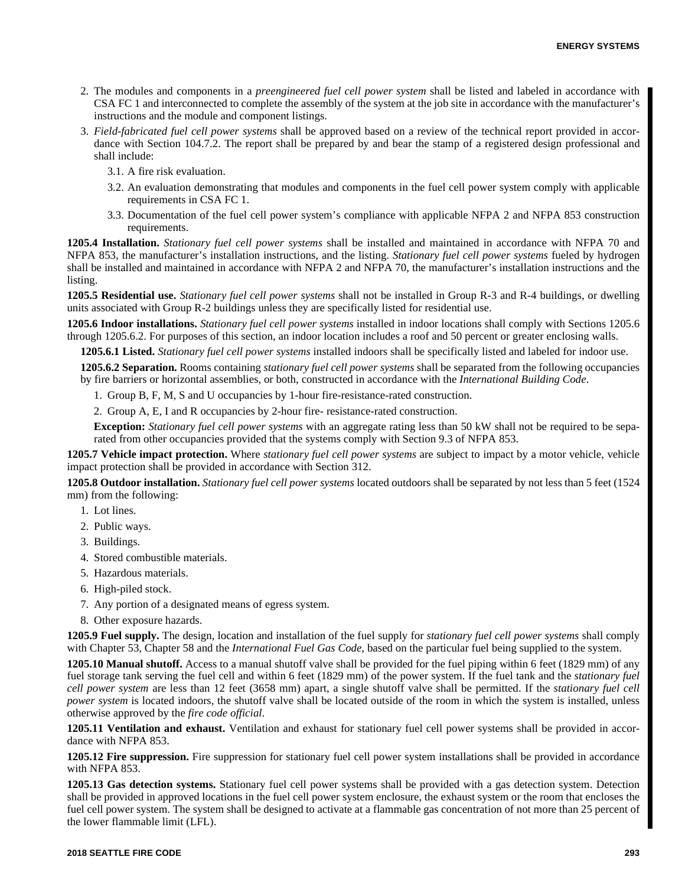2. The modules and components in a *preengineered fuel cell power system* shall be listed and labeled in accordance with CSA FC 1 and interconnected to complete the assembly of the system at the job site in accordance with the manufacturer's instructions and the module and component listings.
3. *Field-fabricated fuel cell power systems* shall be approved based on a review of the technical report provided in accordance with Section 104.7.2. The report shall be prepared by and bear the stamp of a registered design professional and shall include:
   3.1. A fire risk evaluation.
   3.2. An evaluation demonstrating that modules and components in the fuel cell power system comply with applicable requirements in CSA FC 1.
   3.3. Documentation of the fuel cell power system's compliance with applicable NFPA 2 and NFPA 853 construction requirements.

**1205.4 Installation.** *Stationary fuel cell power systems* shall be installed and maintained in accordance with NFPA 70 and NFPA 853, the manufacturer's installation instructions, and the listing. *Stationary fuel cell power systems* fueled by hydrogen shall be installed and maintained in accordance with NFPA 2 and NFPA 70, the manufacturer's installation instructions and the listing.

**1205.5 Residential use.** *Stationary fuel cell power systems* shall not be installed in Group R-3 and R-4 buildings, or dwelling units associated with Group R-2 buildings unless they are specifically listed for residential use.

**1205.6 Indoor installations.** *Stationary fuel cell power systems* installed in indoor locations shall comply with Sections 1205.6 through 1205.6.2. For purposes of this section, an indoor location includes a roof and 50 percent or greater enclosing walls.

**1205.6.1 Listed.** *Stationary fuel cell power systems* installed indoors shall be specifically listed and labeled for indoor use.

**1205.6.2 Separation.** Rooms containing *stationary fuel cell power systems* shall be separated from the following occupancies by fire barriers or horizontal assemblies, or both, constructed in accordance with the *International Building Code*.

1. Group B, F, M, S and U occupancies by 1-hour fire-resistance-rated construction.
2. Group A, E, I and R occupancies by 2-hour fire- resistance-rated construction.

**Exception:** *Stationary fuel cell power systems* with an aggregate rating less than 50 kW shall not be required to be separated from other occupancies provided that the systems comply with Section 9.3 of NFPA 853.

**1205.7 Vehicle impact protection.** Where *stationary fuel cell power systems* are subject to impact by a motor vehicle, vehicle impact protection shall be provided in accordance with Section 312.

**1205.8 Outdoor installation.** *Stationary fuel cell power systems* located outdoors shall be separated by not less than 5 feet (1524 mm) from the following:

1. Lot lines.
2. Public ways.
3. Buildings.
4. Stored combustible materials.
5. Hazardous materials.
6. High-piled stock.
7. Any portion of a designated means of egress system.
8. Other exposure hazards.

**1205.9 Fuel supply.** The design, location and installation of the fuel supply for *stationary fuel cell power systems* shall comply with Chapter 53, Chapter 58 and the *International Fuel Gas Code,* based on the particular fuel being supplied to the system.

**1205.10 Manual shutoff.** Access to a manual shutoff valve shall be provided for the fuel piping within 6 feet (1829 mm) of any fuel storage tank serving the fuel cell and within 6 feet (1829 mm) of the power system. If the fuel tank and the *stationary fuel cell power system* are less than 12 feet (3658 mm) apart, a single shutoff valve shall be permitted. If the *stationary fuel cell power system* is located indoors, the shutoff valve shall be located outside of the room in which the system is installed, unless otherwise approved by the *fire code official*.

**1205.11 Ventilation and exhaust.** Ventilation and exhaust for stationary fuel cell power systems shall be provided in accordance with NFPA 853.

**1205.12 Fire suppression.** Fire suppression for stationary fuel cell power system installations shall be provided in accordance with NFPA 853.

**1205.13 Gas detection systems.** Stationary fuel cell power systems shall be provided with a gas detection system. Detection shall be provided in approved locations in the fuel cell power system enclosure, the exhaust system or the room that encloses the fuel cell power system. The system shall be designed to activate at a flammable gas concentration of not more than 25 percent of the lower flammable limit (LFL).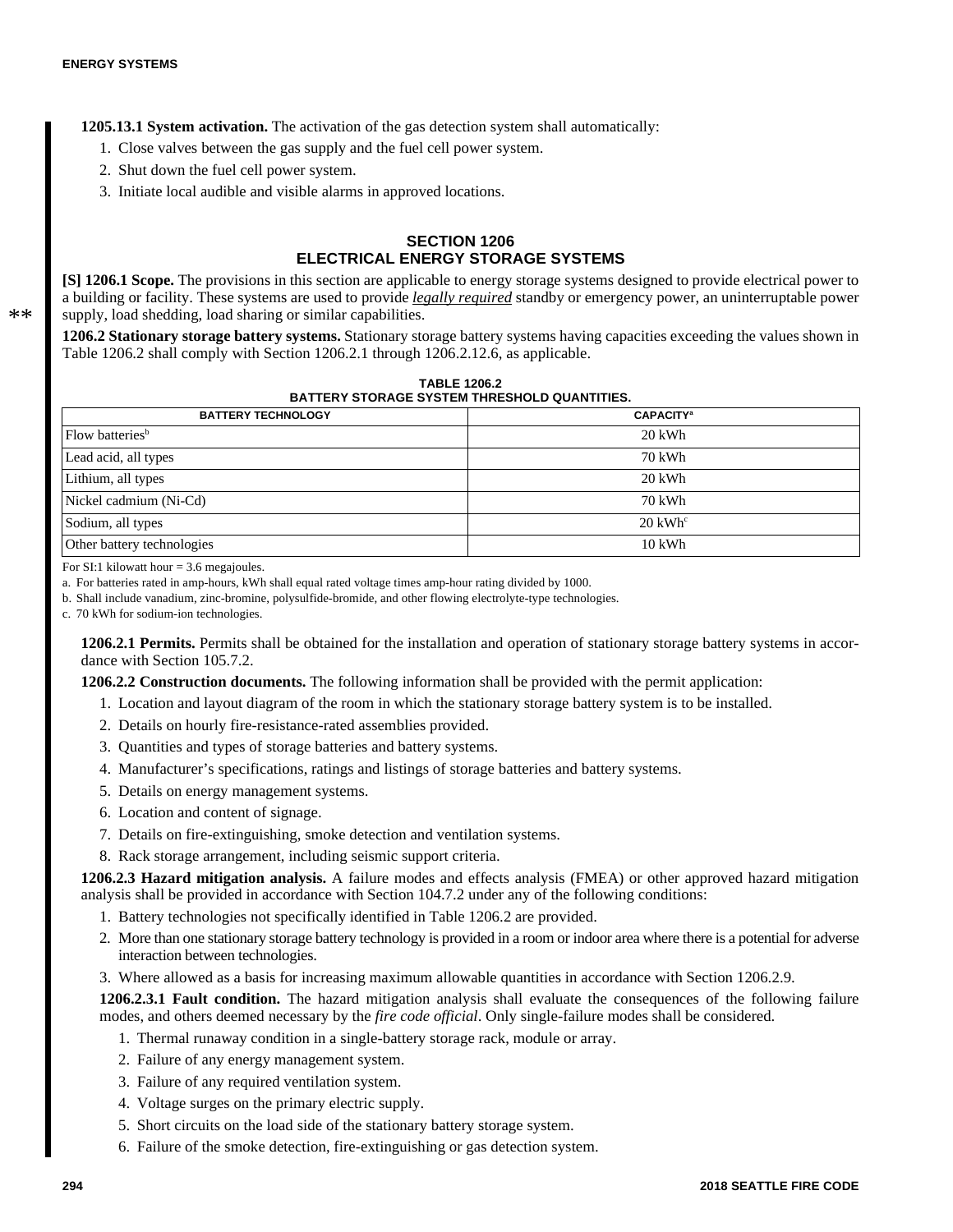**1205.13.1 System activation.** The activation of the gas detection system shall automatically:

1. Close valves between the gas supply and the fuel cell power system.
2. Shut down the fuel cell power system.
3. Initiate local audible and visible alarms in approved locations.

## SECTION 1206
## ELECTRICAL ENERGY STORAGE SYSTEMS

**[S] 1206.1 Scope.** The provisions in this section are applicable to energy storage systems designed to provide electrical power to a building or facility. These systems are used to provide ***legally required*** standby or emergency power, an uninterruptable power supply, load shedding, load sharing or similar capabilities.

**1206.2 Stationary storage battery systems.** Stationary storage battery systems having capacities exceeding the values shown in Table 1206.2 shall comply with Section 1206.2.1 through 1206.2.12.6, as applicable.

**TABLE 1206.2**
**BATTERY STORAGE SYSTEM THRESHOLD QUANTITIES.**

| BATTERY TECHNOLOGY | CAPACITY[a] |
|---|---|
| Flow batteries[b] | 20 kWh |
| Lead acid, all types | 70 kWh |
| Lithium, all types | 20 kWh |
| Nickel cadmium (Ni-Cd) | 70 kWh |
| Sodium, all types | 20 kWh[c] |
| Other battery technologies | 10 kWh |

For SI:1 kilowatt hour = 3.6 megajoules.

a. For batteries rated in amp-hours, kWh shall equal rated voltage times amp-hour rating divided by 1000.

b. Shall include vanadium, zinc-bromine, polysulfide-bromide, and other flowing electrolyte-type technologies.

c. 70 kWh for sodium-ion technologies.

**1206.2.1 Permits.** Permits shall be obtained for the installation and operation of stationary storage battery systems in accordance with Section 105.7.2.

**1206.2.2 Construction documents.** The following information shall be provided with the permit application:

1. Location and layout diagram of the room in which the stationary storage battery system is to be installed.
2. Details on hourly fire-resistance-rated assemblies provided.
3. Quantities and types of storage batteries and battery systems.
4. Manufacturer's specifications, ratings and listings of storage batteries and battery systems.
5. Details on energy management systems.
6. Location and content of signage.
7. Details on fire-extinguishing, smoke detection and ventilation systems.
8. Rack storage arrangement, including seismic support criteria.

**1206.2.3 Hazard mitigation analysis.** A failure modes and effects analysis (FMEA) or other approved hazard mitigation analysis shall be provided in accordance with Section 104.7.2 under any of the following conditions:

1. Battery technologies not specifically identified in Table 1206.2 are provided.
2. More than one stationary storage battery technology is provided in a room or indoor area where there is a potential for adverse interaction between technologies.
3. Where allowed as a basis for increasing maximum allowable quantities in accordance with Section 1206.2.9.

**1206.2.3.1 Fault condition.** The hazard mitigation analysis shall evaluate the consequences of the following failure modes, and others deemed necessary by the *fire code official*. Only single-failure modes shall be considered.

1. Thermal runaway condition in a single-battery storage rack, module or array.
2. Failure of any energy management system.
3. Failure of any required ventilation system.
4. Voltage surges on the primary electric supply.
5. Short circuits on the load side of the stationary battery storage system.
6. Failure of the smoke detection, fire-extinguishing or gas detection system.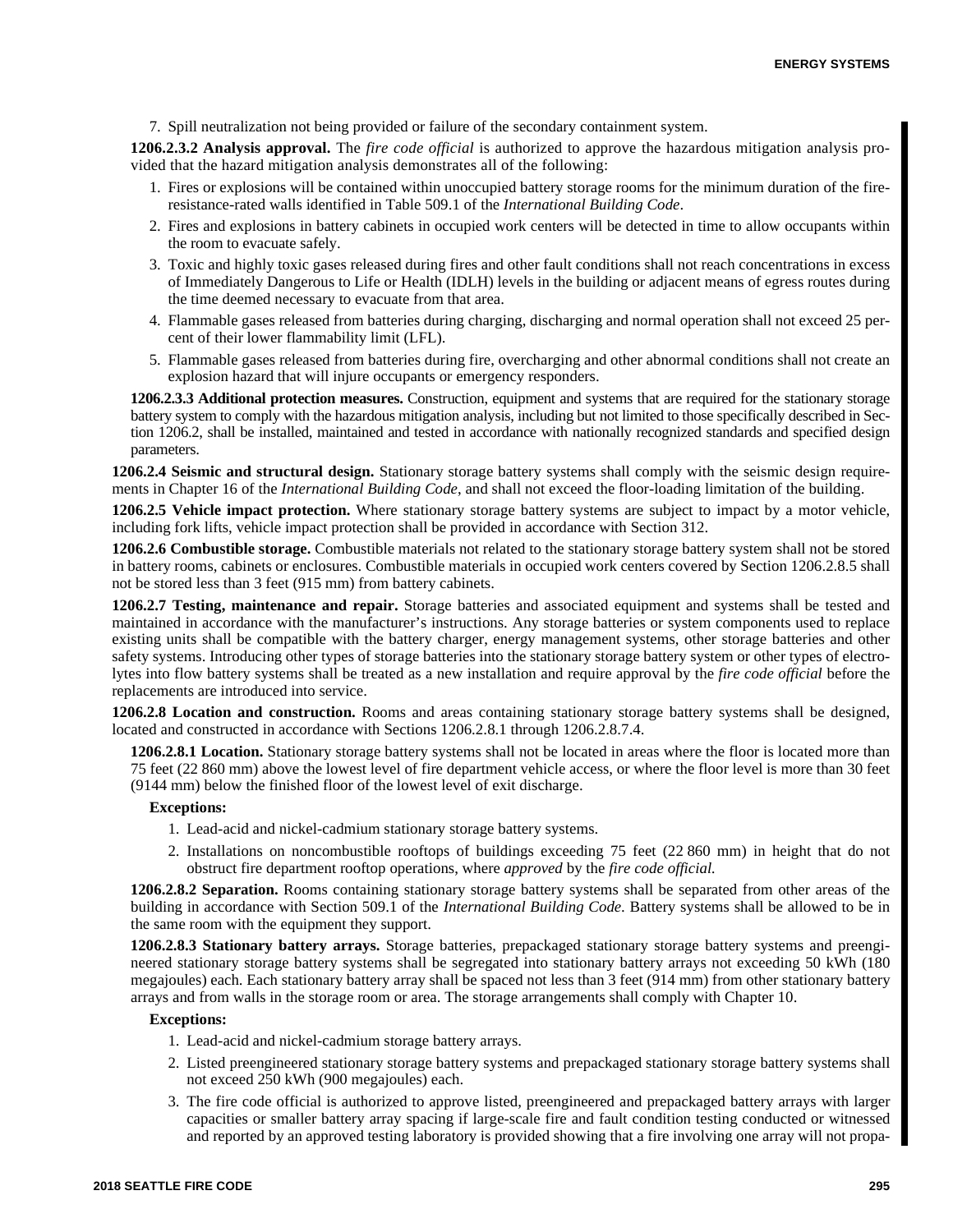7. Spill neutralization not being provided or failure of the secondary containment system.

**1206.2.3.2 Analysis approval.** The *fire code official* is authorized to approve the hazardous mitigation analysis provided that the hazard mitigation analysis demonstrates all of the following:

1. Fires or explosions will be contained within unoccupied battery storage rooms for the minimum duration of the fire-resistance-rated walls identified in Table 509.1 of the *International Building Code*.
2. Fires and explosions in battery cabinets in occupied work centers will be detected in time to allow occupants within the room to evacuate safely.
3. Toxic and highly toxic gases released during fires and other fault conditions shall not reach concentrations in excess of Immediately Dangerous to Life or Health (IDLH) levels in the building or adjacent means of egress routes during the time deemed necessary to evacuate from that area.
4. Flammable gases released from batteries during charging, discharging and normal operation shall not exceed 25 percent of their lower flammability limit (LFL).
5. Flammable gases released from batteries during fire, overcharging and other abnormal conditions shall not create an explosion hazard that will injure occupants or emergency responders.

**1206.2.3.3 Additional protection measures.** Construction, equipment and systems that are required for the stationary storage battery system to comply with the hazardous mitigation analysis, including but not limited to those specifically described in Section 1206.2, shall be installed, maintained and tested in accordance with nationally recognized standards and specified design parameters.

**1206.2.4 Seismic and structural design.** Stationary storage battery systems shall comply with the seismic design requirements in Chapter 16 of the *International Building Code*, and shall not exceed the floor-loading limitation of the building.

**1206.2.5 Vehicle impact protection.** Where stationary storage battery systems are subject to impact by a motor vehicle, including fork lifts, vehicle impact protection shall be provided in accordance with Section 312.

**1206.2.6 Combustible storage.** Combustible materials not related to the stationary storage battery system shall not be stored in battery rooms, cabinets or enclosures. Combustible materials in occupied work centers covered by Section 1206.2.8.5 shall not be stored less than 3 feet (915 mm) from battery cabinets.

**1206.2.7 Testing, maintenance and repair.** Storage batteries and associated equipment and systems shall be tested and maintained in accordance with the manufacturer's instructions. Any storage batteries or system components used to replace existing units shall be compatible with the battery charger, energy management systems, other storage batteries and other safety systems. Introducing other types of storage batteries into the stationary storage battery system or other types of electrolytes into flow battery systems shall be treated as a new installation and require approval by the *fire code official* before the replacements are introduced into service.

**1206.2.8 Location and construction.** Rooms and areas containing stationary storage battery systems shall be designed, located and constructed in accordance with Sections 1206.2.8.1 through 1206.2.8.7.4.

**1206.2.8.1 Location.** Stationary storage battery systems shall not be located in areas where the floor is located more than 75 feet (22 860 mm) above the lowest level of fire department vehicle access, or where the floor level is more than 30 feet (9144 mm) below the finished floor of the lowest level of exit discharge.

**Exceptions:**

1. Lead-acid and nickel-cadmium stationary storage battery systems.
2. Installations on noncombustible rooftops of buildings exceeding 75 feet (22 860 mm) in height that do not obstruct fire department rooftop operations, where *approved* by the *fire code official.*

**1206.2.8.2 Separation.** Rooms containing stationary storage battery systems shall be separated from other areas of the building in accordance with Section 509.1 of the *International Building Code*. Battery systems shall be allowed to be in the same room with the equipment they support.

**1206.2.8.3 Stationary battery arrays.** Storage batteries, prepackaged stationary storage battery systems and preengineered stationary storage battery systems shall be segregated into stationary battery arrays not exceeding 50 kWh (180 megajoules) each. Each stationary battery array shall be spaced not less than 3 feet (914 mm) from other stationary battery arrays and from walls in the storage room or area. The storage arrangements shall comply with Chapter 10.

**Exceptions:**

1. Lead-acid and nickel-cadmium storage battery arrays.
2. Listed preengineered stationary storage battery systems and prepackaged stationary storage battery systems shall not exceed 250 kWh (900 megajoules) each.
3. The fire code official is authorized to approve listed, preengineered and prepackaged battery arrays with larger capacities or smaller battery array spacing if large-scale fire and fault condition testing conducted or witnessed and reported by an approved testing laboratory is provided showing that a fire involving one array will not propa-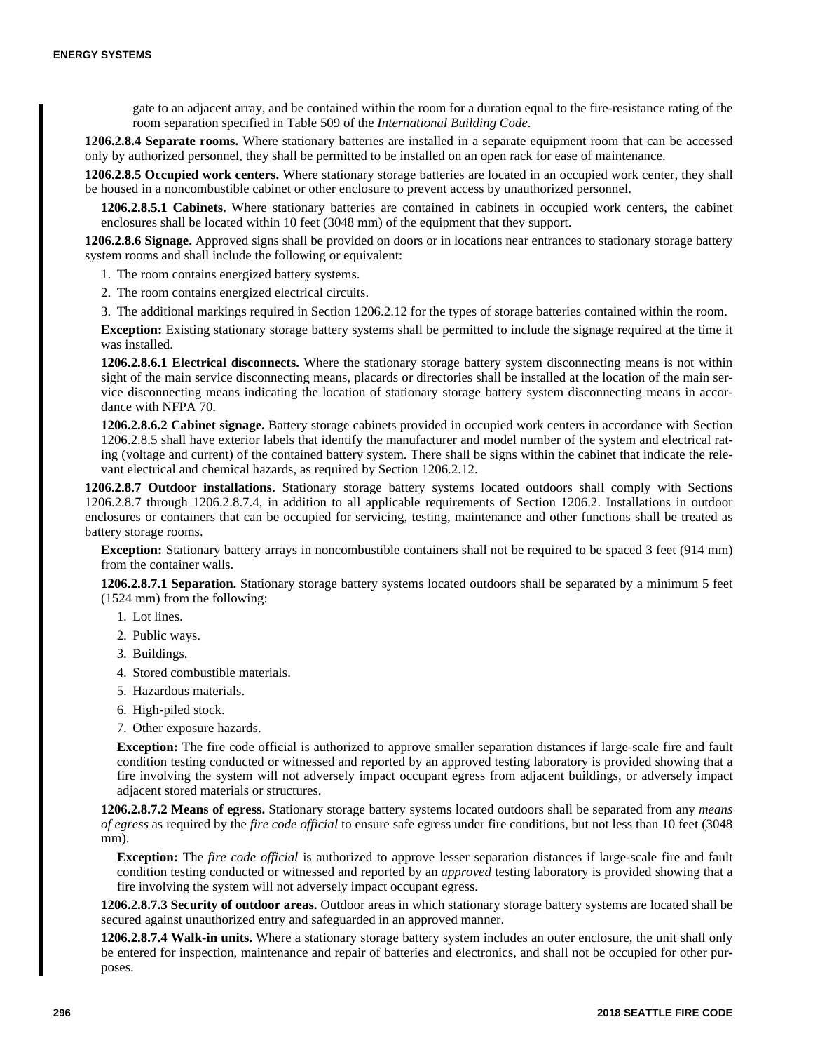gate to an adjacent array, and be contained within the room for a duration equal to the fire-resistance rating of the room separation specified in Table 509 of the *International Building Code*.

**1206.2.8.4 Separate rooms.** Where stationary batteries are installed in a separate equipment room that can be accessed only by authorized personnel, they shall be permitted to be installed on an open rack for ease of maintenance.

**1206.2.8.5 Occupied work centers.** Where stationary storage batteries are located in an occupied work center, they shall be housed in a noncombustible cabinet or other enclosure to prevent access by unauthorized personnel.

**1206.2.8.5.1 Cabinets.** Where stationary batteries are contained in cabinets in occupied work centers, the cabinet enclosures shall be located within 10 feet (3048 mm) of the equipment that they support.

**1206.2.8.6 Signage.** Approved signs shall be provided on doors or in locations near entrances to stationary storage battery system rooms and shall include the following or equivalent:

1. The room contains energized battery systems.
2. The room contains energized electrical circuits.
3. The additional markings required in Section 1206.2.12 for the types of storage batteries contained within the room.

**Exception:** Existing stationary storage battery systems shall be permitted to include the signage required at the time it was installed.

**1206.2.8.6.1 Electrical disconnects.** Where the stationary storage battery system disconnecting means is not within sight of the main service disconnecting means, placards or directories shall be installed at the location of the main service disconnecting means indicating the location of stationary storage battery system disconnecting means in accordance with NFPA 70.

**1206.2.8.6.2 Cabinet signage.** Battery storage cabinets provided in occupied work centers in accordance with Section 1206.2.8.5 shall have exterior labels that identify the manufacturer and model number of the system and electrical rating (voltage and current) of the contained battery system. There shall be signs within the cabinet that indicate the relevant electrical and chemical hazards, as required by Section 1206.2.12.

**1206.2.8.7 Outdoor installations.** Stationary storage battery systems located outdoors shall comply with Sections 1206.2.8.7 through 1206.2.8.7.4, in addition to all applicable requirements of Section 1206.2. Installations in outdoor enclosures or containers that can be occupied for servicing, testing, maintenance and other functions shall be treated as battery storage rooms.

**Exception:** Stationary battery arrays in noncombustible containers shall not be required to be spaced 3 feet (914 mm) from the container walls.

**1206.2.8.7.1 Separation.** Stationary storage battery systems located outdoors shall be separated by a minimum 5 feet (1524 mm) from the following:

1. Lot lines.
2. Public ways.
3. Buildings.
4. Stored combustible materials.
5. Hazardous materials.
6. High-piled stock.
7. Other exposure hazards.

**Exception:** The fire code official is authorized to approve smaller separation distances if large-scale fire and fault condition testing conducted or witnessed and reported by an approved testing laboratory is provided showing that a fire involving the system will not adversely impact occupant egress from adjacent buildings, or adversely impact adjacent stored materials or structures.

**1206.2.8.7.2 Means of egress.** Stationary storage battery systems located outdoors shall be separated from any *means of egress* as required by the *fire code official* to ensure safe egress under fire conditions, but not less than 10 feet (3048 mm).

**Exception:** The *fire code official* is authorized to approve lesser separation distances if large-scale fire and fault condition testing conducted or witnessed and reported by an *approved* testing laboratory is provided showing that a fire involving the system will not adversely impact occupant egress.

**1206.2.8.7.3 Security of outdoor areas.** Outdoor areas in which stationary storage battery systems are located shall be secured against unauthorized entry and safeguarded in an approved manner.

**1206.2.8.7.4 Walk-in units.** Where a stationary storage battery system includes an outer enclosure, the unit shall only be entered for inspection, maintenance and repair of batteries and electronics, and shall not be occupied for other purposes.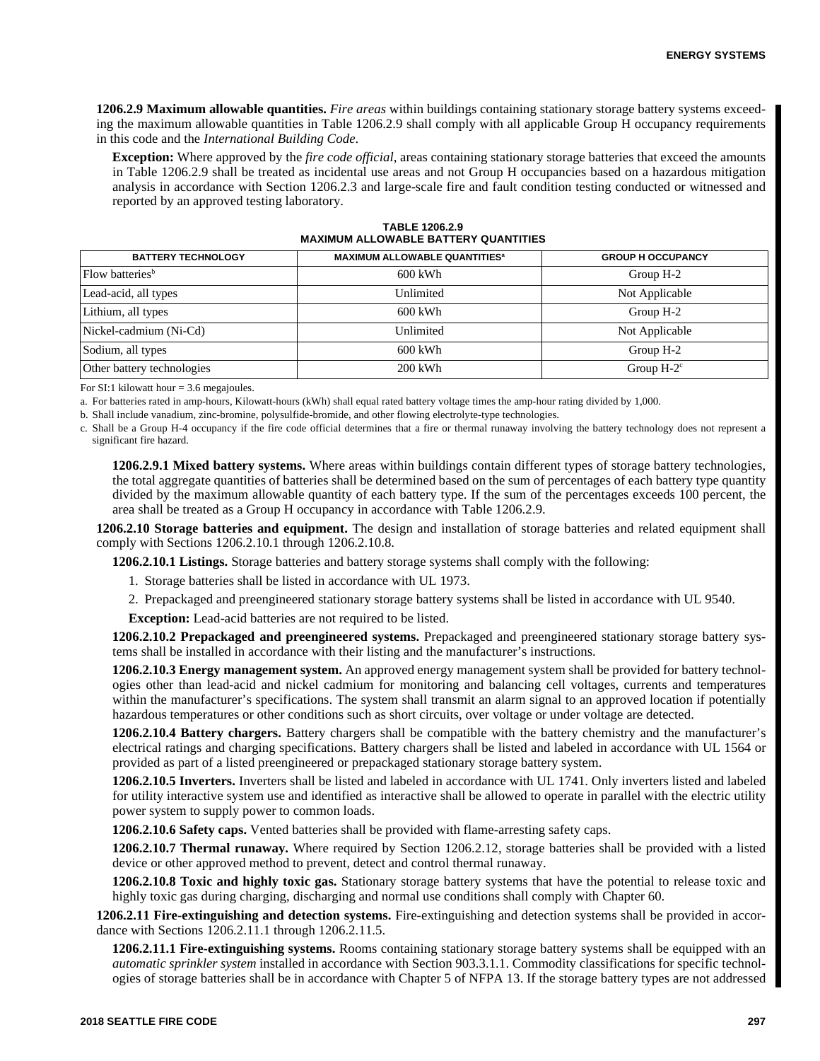**1206.2.9 Maximum allowable quantities.** *Fire areas* within buildings containing stationary storage battery systems exceeding the maximum allowable quantities in Table 1206.2.9 shall comply with all applicable Group H occupancy requirements in this code and the *International Building Code*.

**Exception:** Where approved by the *fire code official*, areas containing stationary storage batteries that exceed the amounts in Table 1206.2.9 shall be treated as incidental use areas and not Group H occupancies based on a hazardous mitigation analysis in accordance with Section 1206.2.3 and large-scale fire and fault condition testing conducted or witnessed and reported by an approved testing laboratory.

**TABLE 1206.2.9**
**MAXIMUM ALLOWABLE BATTERY QUANTITIES**

| BATTERY TECHNOLOGY | MAXIMUM ALLOWABLE QUANTITIES[a] | GROUP H OCCUPANCY |
|---|---|---|
| Flow batteries[b] | 600 kWh | Group H-2 |
| Lead-acid, all types | Unlimited | Not Applicable |
| Lithium, all types | 600 kWh | Group H-2 |
| Nickel-cadmium (Ni-Cd) | Unlimited | Not Applicable |
| Sodium, all types | 600 kWh | Group H-2 |
| Other battery technologies | 200 kWh | Group H-2[c] |

For SI:1 kilowatt hour = 3.6 megajoules.

a. For batteries rated in amp-hours, Kilowatt-hours (kWh) shall equal rated battery voltage times the amp-hour rating divided by 1,000.

b. Shall include vanadium, zinc-bromine, polysulfide-bromide, and other flowing electrolyte-type technologies.

c. Shall be a Group H-4 occupancy if the fire code official determines that a fire or thermal runaway involving the battery technology does not represent a significant fire hazard.

**1206.2.9.1 Mixed battery systems.** Where areas within buildings contain different types of storage battery technologies, the total aggregate quantities of batteries shall be determined based on the sum of percentages of each battery type quantity divided by the maximum allowable quantity of each battery type. If the sum of the percentages exceeds 100 percent, the area shall be treated as a Group H occupancy in accordance with Table 1206.2.9.

**1206.2.10 Storage batteries and equipment.** The design and installation of storage batteries and related equipment shall comply with Sections 1206.2.10.1 through 1206.2.10.8.

**1206.2.10.1 Listings.** Storage batteries and battery storage systems shall comply with the following:

1. Storage batteries shall be listed in accordance with UL 1973.
2. Prepackaged and preengineered stationary storage battery systems shall be listed in accordance with UL 9540.

**Exception:** Lead-acid batteries are not required to be listed.

**1206.2.10.2 Prepackaged and preengineered systems.** Prepackaged and preengineered stationary storage battery systems shall be installed in accordance with their listing and the manufacturer's instructions.

**1206.2.10.3 Energy management system.** An approved energy management system shall be provided for battery technologies other than lead-acid and nickel cadmium for monitoring and balancing cell voltages, currents and temperatures within the manufacturer's specifications. The system shall transmit an alarm signal to an approved location if potentially hazardous temperatures or other conditions such as short circuits, over voltage or under voltage are detected.

**1206.2.10.4 Battery chargers.** Battery chargers shall be compatible with the battery chemistry and the manufacturer's electrical ratings and charging specifications. Battery chargers shall be listed and labeled in accordance with UL 1564 or provided as part of a listed preengineered or prepackaged stationary storage battery system.

**1206.2.10.5 Inverters.** Inverters shall be listed and labeled in accordance with UL 1741. Only inverters listed and labeled for utility interactive system use and identified as interactive shall be allowed to operate in parallel with the electric utility power system to supply power to common loads.

**1206.2.10.6 Safety caps.** Vented batteries shall be provided with flame-arresting safety caps.

**1206.2.10.7 Thermal runaway.** Where required by Section 1206.2.12, storage batteries shall be provided with a listed device or other approved method to prevent, detect and control thermal runaway.

**1206.2.10.8 Toxic and highly toxic gas.** Stationary storage battery systems that have the potential to release toxic and highly toxic gas during charging, discharging and normal use conditions shall comply with Chapter 60.

**1206.2.11 Fire-extinguishing and detection systems.** Fire-extinguishing and detection systems shall be provided in accordance with Sections 1206.2.11.1 through 1206.2.11.5.

**1206.2.11.1 Fire-extinguishing systems.** Rooms containing stationary storage battery systems shall be equipped with an *automatic sprinkler system* installed in accordance with Section 903.3.1.1. Commodity classifications for specific technologies of storage batteries shall be in accordance with Chapter 5 of NFPA 13. If the storage battery types are not addressed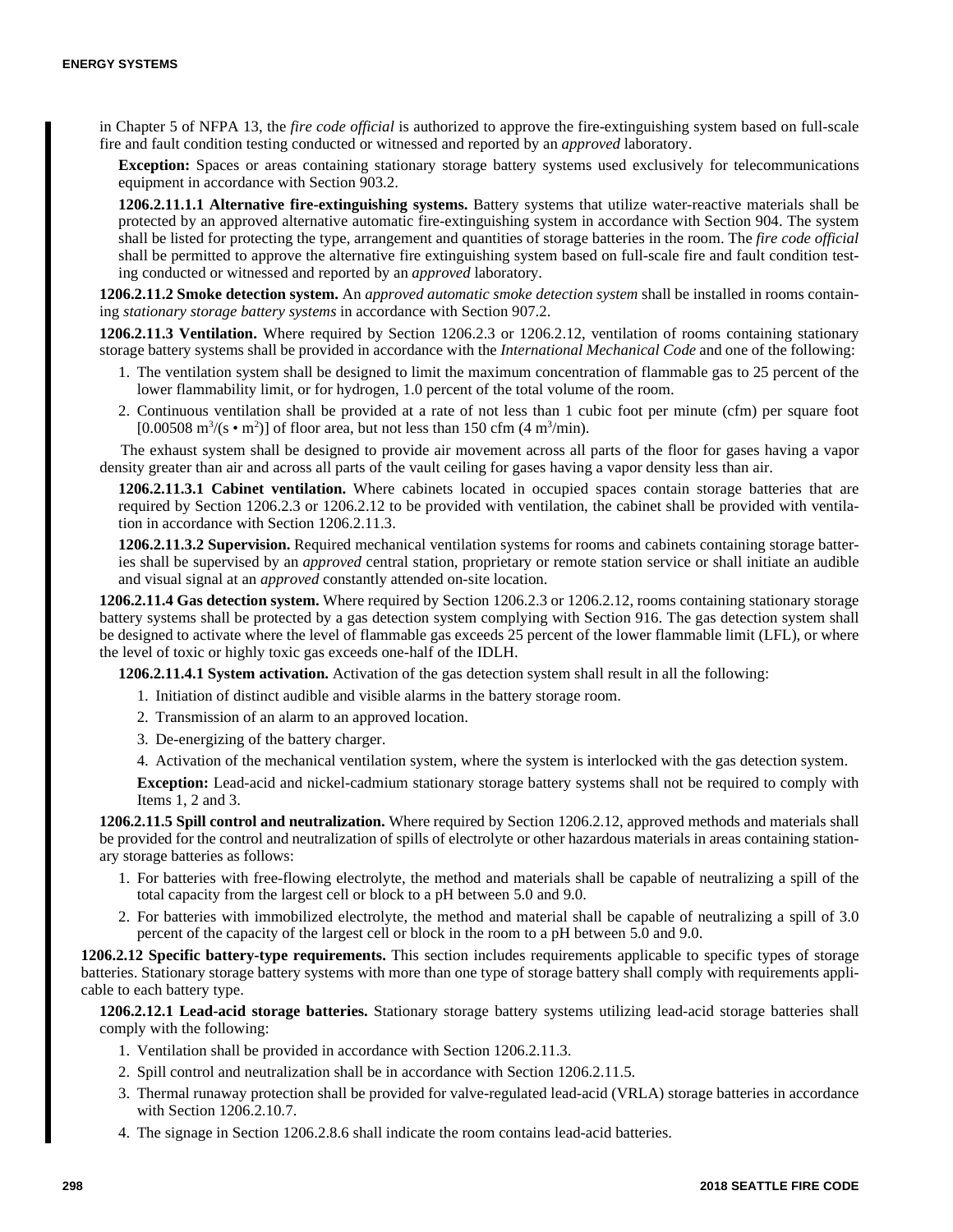in Chapter 5 of NFPA 13, the *fire code official* is authorized to approve the fire-extinguishing system based on full-scale fire and fault condition testing conducted or witnessed and reported by an *approved* laboratory.

**Exception:** Spaces or areas containing stationary storage battery systems used exclusively for telecommunications equipment in accordance with Section 903.2.

**1206.2.11.1.1 Alternative fire-extinguishing systems.** Battery systems that utilize water-reactive materials shall be protected by an approved alternative automatic fire-extinguishing system in accordance with Section 904. The system shall be listed for protecting the type, arrangement and quantities of storage batteries in the room. The *fire code official* shall be permitted to approve the alternative fire extinguishing system based on full-scale fire and fault condition testing conducted or witnessed and reported by an *approved* laboratory.

**1206.2.11.2 Smoke detection system.** An *approved automatic smoke detection system* shall be installed in rooms containing *stationary storage battery systems* in accordance with Section 907.2.

**1206.2.11.3 Ventilation.** Where required by Section 1206.2.3 or 1206.2.12, ventilation of rooms containing stationary storage battery systems shall be provided in accordance with the *International Mechanical Code* and one of the following:

1. The ventilation system shall be designed to limit the maximum concentration of flammable gas to 25 percent of the lower flammability limit, or for hydrogen, 1.0 percent of the total volume of the room.
2. Continuous ventilation shall be provided at a rate of not less than 1 cubic foot per minute (cfm) per square foot [$0.00508\ m^3/(s \cdot m^2)$] of floor area, but not less than 150 cfm ($4\ m^3/min$).

The exhaust system shall be designed to provide air movement across all parts of the floor for gases having a vapor density greater than air and across all parts of the vault ceiling for gases having a vapor density less than air.

**1206.2.11.3.1 Cabinet ventilation.** Where cabinets located in occupied spaces contain storage batteries that are required by Section 1206.2.3 or 1206.2.12 to be provided with ventilation, the cabinet shall be provided with ventilation in accordance with Section 1206.2.11.3.

**1206.2.11.3.2 Supervision.** Required mechanical ventilation systems for rooms and cabinets containing storage batteries shall be supervised by an *approved* central station, proprietary or remote station service or shall initiate an audible and visual signal at an *approved* constantly attended on-site location.

**1206.2.11.4 Gas detection system.** Where required by Section 1206.2.3 or 1206.2.12, rooms containing stationary storage battery systems shall be protected by a gas detection system complying with Section 916. The gas detection system shall be designed to activate where the level of flammable gas exceeds 25 percent of the lower flammable limit (LFL), or where the level of toxic or highly toxic gas exceeds one-half of the IDLH.

**1206.2.11.4.1 System activation.** Activation of the gas detection system shall result in all the following:

1. Initiation of distinct audible and visible alarms in the battery storage room.
2. Transmission of an alarm to an approved location.
3. De-energizing of the battery charger.
4. Activation of the mechanical ventilation system, where the system is interlocked with the gas detection system.

**Exception:** Lead-acid and nickel-cadmium stationary storage battery systems shall not be required to comply with Items 1, 2 and 3.

**1206.2.11.5 Spill control and neutralization.** Where required by Section 1206.2.12, approved methods and materials shall be provided for the control and neutralization of spills of electrolyte or other hazardous materials in areas containing stationary storage batteries as follows:

1. For batteries with free-flowing electrolyte, the method and materials shall be capable of neutralizing a spill of the total capacity from the largest cell or block to a pH between 5.0 and 9.0.
2. For batteries with immobilized electrolyte, the method and material shall be capable of neutralizing a spill of 3.0 percent of the capacity of the largest cell or block in the room to a pH between 5.0 and 9.0.

**1206.2.12 Specific battery-type requirements.** This section includes requirements applicable to specific types of storage batteries. Stationary storage battery systems with more than one type of storage battery shall comply with requirements applicable to each battery type.

**1206.2.12.1 Lead-acid storage batteries.** Stationary storage battery systems utilizing lead-acid storage batteries shall comply with the following:

1. Ventilation shall be provided in accordance with Section 1206.2.11.3.
2. Spill control and neutralization shall be in accordance with Section 1206.2.11.5.
3. Thermal runaway protection shall be provided for valve-regulated lead-acid (VRLA) storage batteries in accordance with Section 1206.2.10.7.
4. The signage in Section 1206.2.8.6 shall indicate the room contains lead-acid batteries.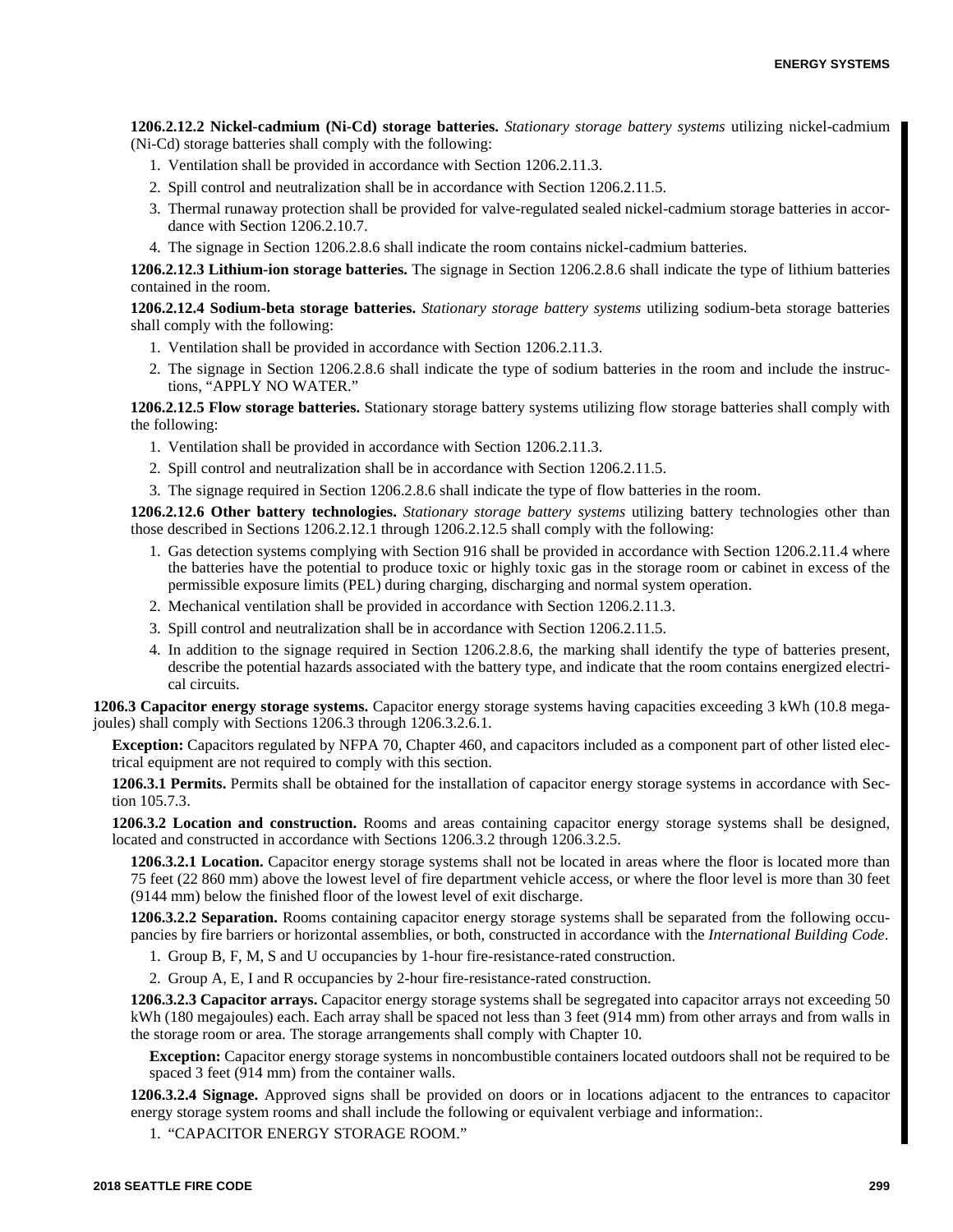**1206.2.12.2 Nickel-cadmium (Ni-Cd) storage batteries.** *Stationary storage battery systems* utilizing nickel-cadmium (Ni-Cd) storage batteries shall comply with the following:

1. Ventilation shall be provided in accordance with Section 1206.2.11.3.
2. Spill control and neutralization shall be in accordance with Section 1206.2.11.5.
3. Thermal runaway protection shall be provided for valve-regulated sealed nickel-cadmium storage batteries in accordance with Section 1206.2.10.7.
4. The signage in Section 1206.2.8.6 shall indicate the room contains nickel-cadmium batteries.

**1206.2.12.3 Lithium-ion storage batteries.** The signage in Section 1206.2.8.6 shall indicate the type of lithium batteries contained in the room.

**1206.2.12.4 Sodium-beta storage batteries.** *Stationary storage battery systems* utilizing sodium-beta storage batteries shall comply with the following:

1. Ventilation shall be provided in accordance with Section 1206.2.11.3.
2. The signage in Section 1206.2.8.6 shall indicate the type of sodium batteries in the room and include the instructions, "APPLY NO WATER."

**1206.2.12.5 Flow storage batteries.** Stationary storage battery systems utilizing flow storage batteries shall comply with the following:

1. Ventilation shall be provided in accordance with Section 1206.2.11.3.
2. Spill control and neutralization shall be in accordance with Section 1206.2.11.5.
3. The signage required in Section 1206.2.8.6 shall indicate the type of flow batteries in the room.

**1206.2.12.6 Other battery technologies.** *Stationary storage battery systems* utilizing battery technologies other than those described in Sections 1206.2.12.1 through 1206.2.12.5 shall comply with the following:

1. Gas detection systems complying with Section 916 shall be provided in accordance with Section 1206.2.11.4 where the batteries have the potential to produce toxic or highly toxic gas in the storage room or cabinet in excess of the permissible exposure limits (PEL) during charging, discharging and normal system operation.
2. Mechanical ventilation shall be provided in accordance with Section 1206.2.11.3.
3. Spill control and neutralization shall be in accordance with Section 1206.2.11.5.
4. In addition to the signage required in Section 1206.2.8.6, the marking shall identify the type of batteries present, describe the potential hazards associated with the battery type, and indicate that the room contains energized electrical circuits.

**1206.3 Capacitor energy storage systems.** Capacitor energy storage systems having capacities exceeding 3 kWh (10.8 megajoules) shall comply with Sections 1206.3 through 1206.3.2.6.1.

**Exception:** Capacitors regulated by NFPA 70, Chapter 460, and capacitors included as a component part of other listed electrical equipment are not required to comply with this section.

**1206.3.1 Permits.** Permits shall be obtained for the installation of capacitor energy storage systems in accordance with Section 105.7.3.

**1206.3.2 Location and construction.** Rooms and areas containing capacitor energy storage systems shall be designed, located and constructed in accordance with Sections 1206.3.2 through 1206.3.2.5.

**1206.3.2.1 Location.** Capacitor energy storage systems shall not be located in areas where the floor is located more than 75 feet (22 860 mm) above the lowest level of fire department vehicle access, or where the floor level is more than 30 feet (9144 mm) below the finished floor of the lowest level of exit discharge.

**1206.3.2.2 Separation.** Rooms containing capacitor energy storage systems shall be separated from the following occupancies by fire barriers or horizontal assemblies, or both, constructed in accordance with the *International Building Code*.

1. Group B, F, M, S and U occupancies by 1-hour fire-resistance-rated construction.
2. Group A, E, I and R occupancies by 2-hour fire-resistance-rated construction.

**1206.3.2.3 Capacitor arrays.** Capacitor energy storage systems shall be segregated into capacitor arrays not exceeding 50 kWh (180 megajoules) each. Each array shall be spaced not less than 3 feet (914 mm) from other arrays and from walls in the storage room or area. The storage arrangements shall comply with Chapter 10.

**Exception:** Capacitor energy storage systems in noncombustible containers located outdoors shall not be required to be spaced 3 feet (914 mm) from the container walls.

**1206.3.2.4 Signage.** Approved signs shall be provided on doors or in locations adjacent to the entrances to capacitor energy storage system rooms and shall include the following or equivalent verbiage and information:.

1. "CAPACITOR ENERGY STORAGE ROOM."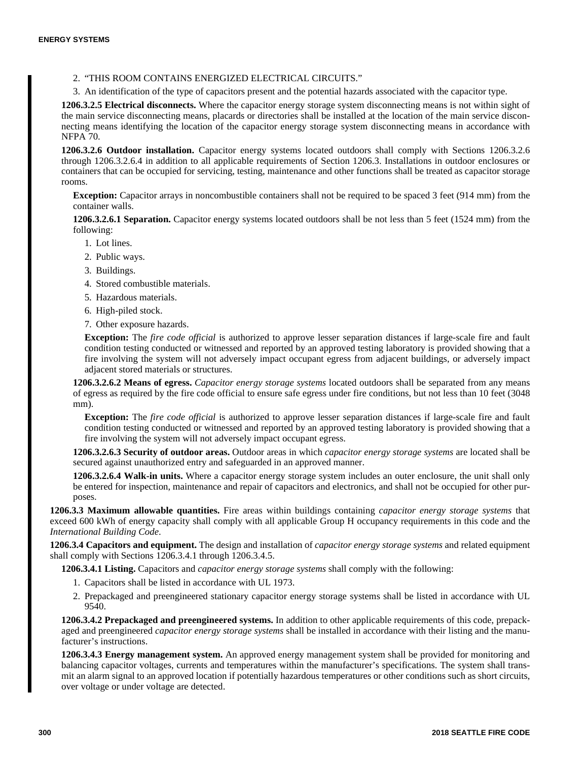2. "THIS ROOM CONTAINS ENERGIZED ELECTRICAL CIRCUITS."
3. An identification of the type of capacitors present and the potential hazards associated with the capacitor type.

**1206.3.2.5 Electrical disconnects.** Where the capacitor energy storage system disconnecting means is not within sight of the main service disconnecting means, placards or directories shall be installed at the location of the main service disconnecting means identifying the location of the capacitor energy storage system disconnecting means in accordance with NFPA 70.

**1206.3.2.6 Outdoor installation.** Capacitor energy systems located outdoors shall comply with Sections 1206.3.2.6 through 1206.3.2.6.4 in addition to all applicable requirements of Section 1206.3. Installations in outdoor enclosures or containers that can be occupied for servicing, testing, maintenance and other functions shall be treated as capacitor storage rooms.

**Exception:** Capacitor arrays in noncombustible containers shall not be required to be spaced 3 feet (914 mm) from the container walls.

**1206.3.2.6.1 Separation.** Capacitor energy systems located outdoors shall be not less than 5 feet (1524 mm) from the following:

1. Lot lines.
2. Public ways.
3. Buildings.
4. Stored combustible materials.
5. Hazardous materials.
6. High-piled stock.
7. Other exposure hazards.

**Exception:** The *fire code official* is authorized to approve lesser separation distances if large-scale fire and fault condition testing conducted or witnessed and reported by an approved testing laboratory is provided showing that a fire involving the system will not adversely impact occupant egress from adjacent buildings, or adversely impact adjacent stored materials or structures.

**1206.3.2.6.2 Means of egress.** *Capacitor energy storage systems* located outdoors shall be separated from any means of egress as required by the fire code official to ensure safe egress under fire conditions, but not less than 10 feet (3048 mm).

**Exception:** The *fire code official* is authorized to approve lesser separation distances if large-scale fire and fault condition testing conducted or witnessed and reported by an approved testing laboratory is provided showing that a fire involving the system will not adversely impact occupant egress.

**1206.3.2.6.3 Security of outdoor areas.** Outdoor areas in which *capacitor energy storage systems* are located shall be secured against unauthorized entry and safeguarded in an approved manner.

**1206.3.2.6.4 Walk-in units.** Where a capacitor energy storage system includes an outer enclosure, the unit shall only be entered for inspection, maintenance and repair of capacitors and electronics, and shall not be occupied for other purposes.

**1206.3.3 Maximum allowable quantities.** Fire areas within buildings containing *capacitor energy storage systems* that exceed 600 kWh of energy capacity shall comply with all applicable Group H occupancy requirements in this code and the *International Building Code*.

**1206.3.4 Capacitors and equipment.** The design and installation of *capacitor energy storage systems* and related equipment shall comply with Sections 1206.3.4.1 through 1206.3.4.5.

**1206.3.4.1 Listing.** Capacitors and *capacitor energy storage systems* shall comply with the following:

1. Capacitors shall be listed in accordance with UL 1973.
2. Prepackaged and preengineered stationary capacitor energy storage systems shall be listed in accordance with UL 9540.

**1206.3.4.2 Prepackaged and preengineered systems.** In addition to other applicable requirements of this code, prepackaged and preengineered *capacitor energy storage systems* shall be installed in accordance with their listing and the manufacturer's instructions.

**1206.3.4.3 Energy management system.** An approved energy management system shall be provided for monitoring and balancing capacitor voltages, currents and temperatures within the manufacturer's specifications. The system shall transmit an alarm signal to an approved location if potentially hazardous temperatures or other conditions such as short circuits, over voltage or under voltage are detected.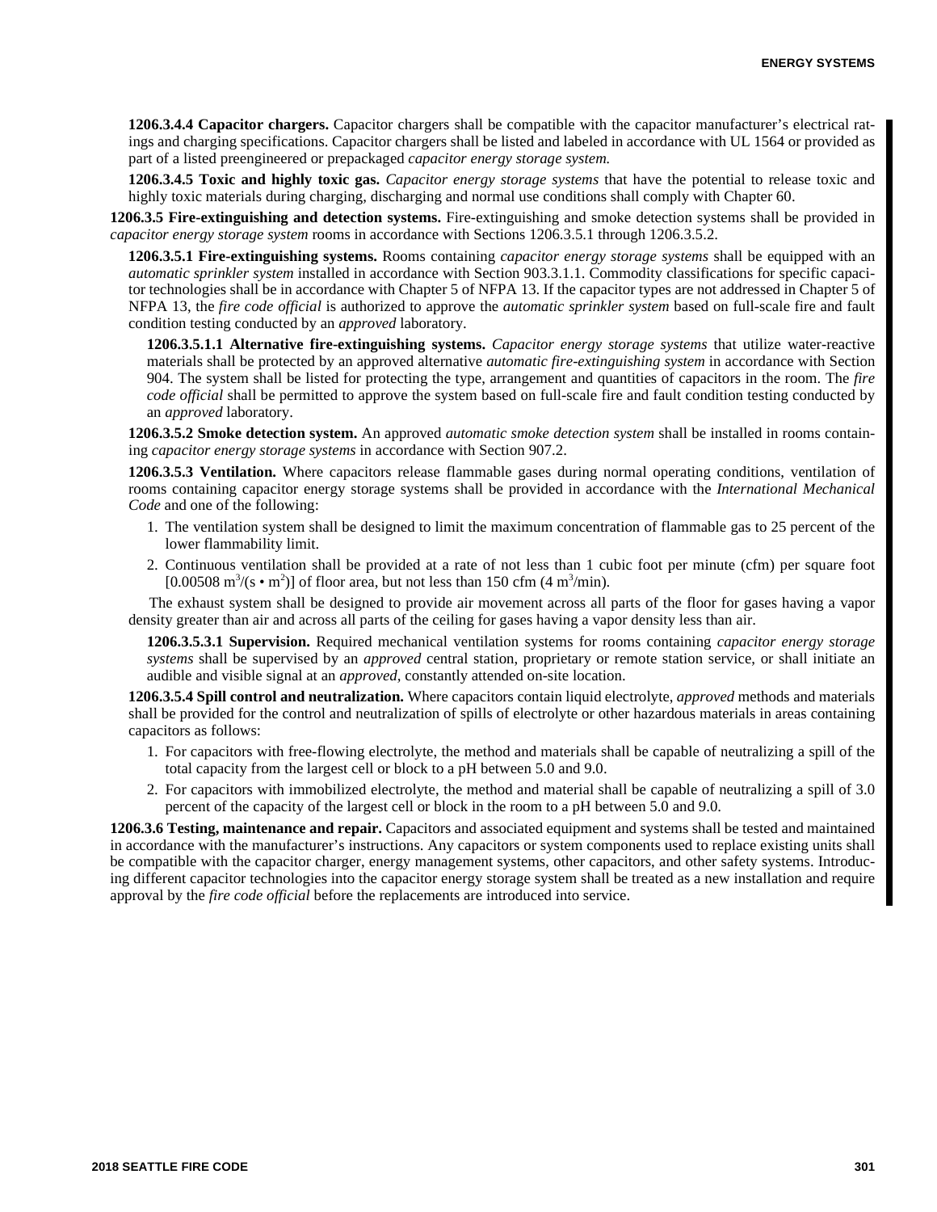**1206.3.4.4 Capacitor chargers.** Capacitor chargers shall be compatible with the capacitor manufacturer's electrical ratings and charging specifications. Capacitor chargers shall be listed and labeled in accordance with UL 1564 or provided as part of a listed preengineered or prepackaged *capacitor energy storage system.*

**1206.3.4.5 Toxic and highly toxic gas.** *Capacitor energy storage systems* that have the potential to release toxic and highly toxic materials during charging, discharging and normal use conditions shall comply with Chapter 60.

**1206.3.5 Fire-extinguishing and detection systems.** Fire-extinguishing and smoke detection systems shall be provided in *capacitor energy storage system* rooms in accordance with Sections 1206.3.5.1 through 1206.3.5.2.

**1206.3.5.1 Fire-extinguishing systems.** Rooms containing *capacitor energy storage systems* shall be equipped with an *automatic sprinkler system* installed in accordance with Section 903.3.1.1. Commodity classifications for specific capacitor technologies shall be in accordance with Chapter 5 of NFPA 13. If the capacitor types are not addressed in Chapter 5 of NFPA 13, the *fire code official* is authorized to approve the *automatic sprinkler system* based on full-scale fire and fault condition testing conducted by an *approved* laboratory.

**1206.3.5.1.1 Alternative fire-extinguishing systems.** *Capacitor energy storage systems* that utilize water-reactive materials shall be protected by an approved alternative *automatic fire-extinguishing system* in accordance with Section 904. The system shall be listed for protecting the type, arrangement and quantities of capacitors in the room. The *fire code official* shall be permitted to approve the system based on full-scale fire and fault condition testing conducted by an *approved* laboratory.

**1206.3.5.2 Smoke detection system.** An approved *automatic smoke detection system* shall be installed in rooms containing *capacitor energy storage systems* in accordance with Section 907.2.

**1206.3.5.3 Ventilation.** Where capacitors release flammable gases during normal operating conditions, ventilation of rooms containing capacitor energy storage systems shall be provided in accordance with the *International Mechanical Code* and one of the following:

1. The ventilation system shall be designed to limit the maximum concentration of flammable gas to 25 percent of the lower flammability limit.
2. Continuous ventilation shall be provided at a rate of not less than 1 cubic foot per minute (cfm) per square foot [$0.00508\ m^3/(s \cdot m^2)$] of floor area, but not less than 150 cfm ($4\ m^3/min$).

The exhaust system shall be designed to provide air movement across all parts of the floor for gases having a vapor density greater than air and across all parts of the ceiling for gases having a vapor density less than air.

**1206.3.5.3.1 Supervision.** Required mechanical ventilation systems for rooms containing *capacitor energy storage systems* shall be supervised by an *approved* central station, proprietary or remote station service, or shall initiate an audible and visible signal at an *approved,* constantly attended on-site location.

**1206.3.5.4 Spill control and neutralization.** Where capacitors contain liquid electrolyte, *approved* methods and materials shall be provided for the control and neutralization of spills of electrolyte or other hazardous materials in areas containing capacitors as follows:

1. For capacitors with free-flowing electrolyte, the method and materials shall be capable of neutralizing a spill of the total capacity from the largest cell or block to a pH between 5.0 and 9.0.
2. For capacitors with immobilized electrolyte, the method and material shall be capable of neutralizing a spill of 3.0 percent of the capacity of the largest cell or block in the room to a pH between 5.0 and 9.0.

**1206.3.6 Testing, maintenance and repair.** Capacitors and associated equipment and systems shall be tested and maintained in accordance with the manufacturer's instructions. Any capacitors or system components used to replace existing units shall be compatible with the capacitor charger, energy management systems, other capacitors, and other safety systems. Introducing different capacitor technologies into the capacitor energy storage system shall be treated as a new installation and require approval by the *fire code official* before the replacements are introduced into service.